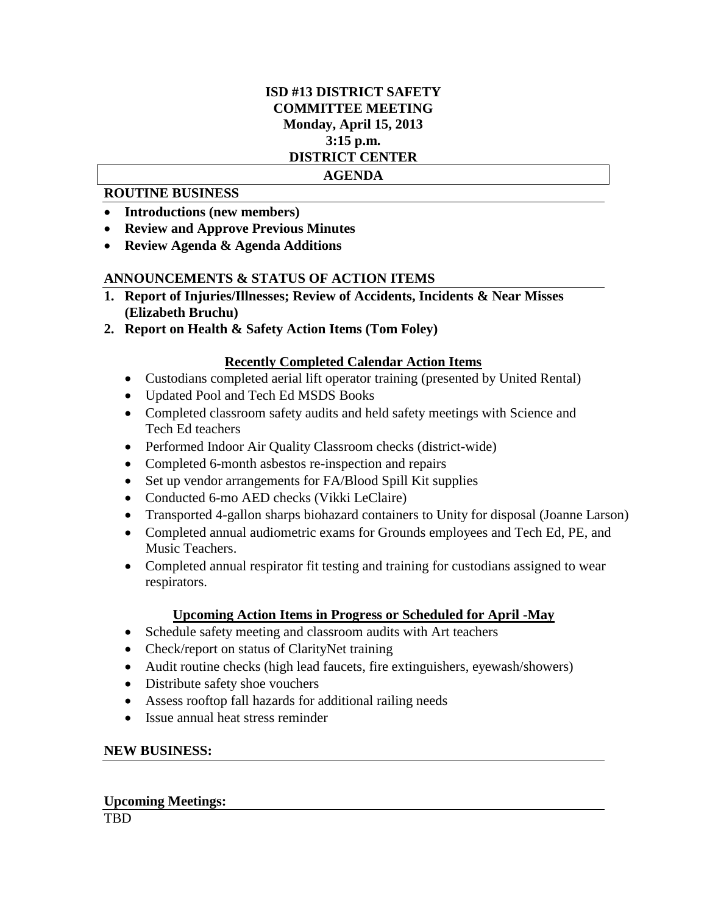# ISD #13 DISTRICT SAFETY COMMITTEE MEETING

**Monday, April 15, 2013**

**3:15 p.m.**

**DISTRICT CENTER**

## AGENDA

### ROUTINE BUSINESS

- **Introductions (new members)**
- **Review and Approve Previous Minutes**
- **Review Agenda & Agenda Additions**

### ANNOUNCEMENTS & STATUS OF ACTION ITEMS

1. **Report of Injuries/Illnesses; Review of Accidents, Incidents & Near Misses (Elizabeth Bruchu)**
2. **Report on Health & Safety Action Items (Tom Foley)**

**Recently Completed Calendar Action Items**

- Custodians completed aerial lift operator training (presented by United Rental)
- Updated Pool and Tech Ed MSDS Books
- Completed classroom safety audits and held safety meetings with Science and Tech Ed teachers
- Performed Indoor Air Quality Classroom checks (district-wide)
- Completed 6-month asbestos re-inspection and repairs
- Set up vendor arrangements for FA/Blood Spill Kit supplies
- Conducted 6-mo AED checks (Vikki LeClaire)
- Transported 4-gallon sharps biohazard containers to Unity for disposal (Joanne Larson)
- Completed annual audiometric exams for Grounds employees and Tech Ed, PE, and Music Teachers.
- Completed annual respirator fit testing and training for custodians assigned to wear respirators.

**Upcoming Action Items in Progress or Scheduled for April -May**

- Schedule safety meeting and classroom audits with Art teachers
- Check/report on status of ClarityNet training
- Audit routine checks (high lead faucets, fire extinguishers, eyewash/showers)
- Distribute safety shoe vouchers
- Assess rooftop fall hazards for additional railing needs
- Issue annual heat stress reminder

### NEW BUSINESS:

### Upcoming Meetings:

TBD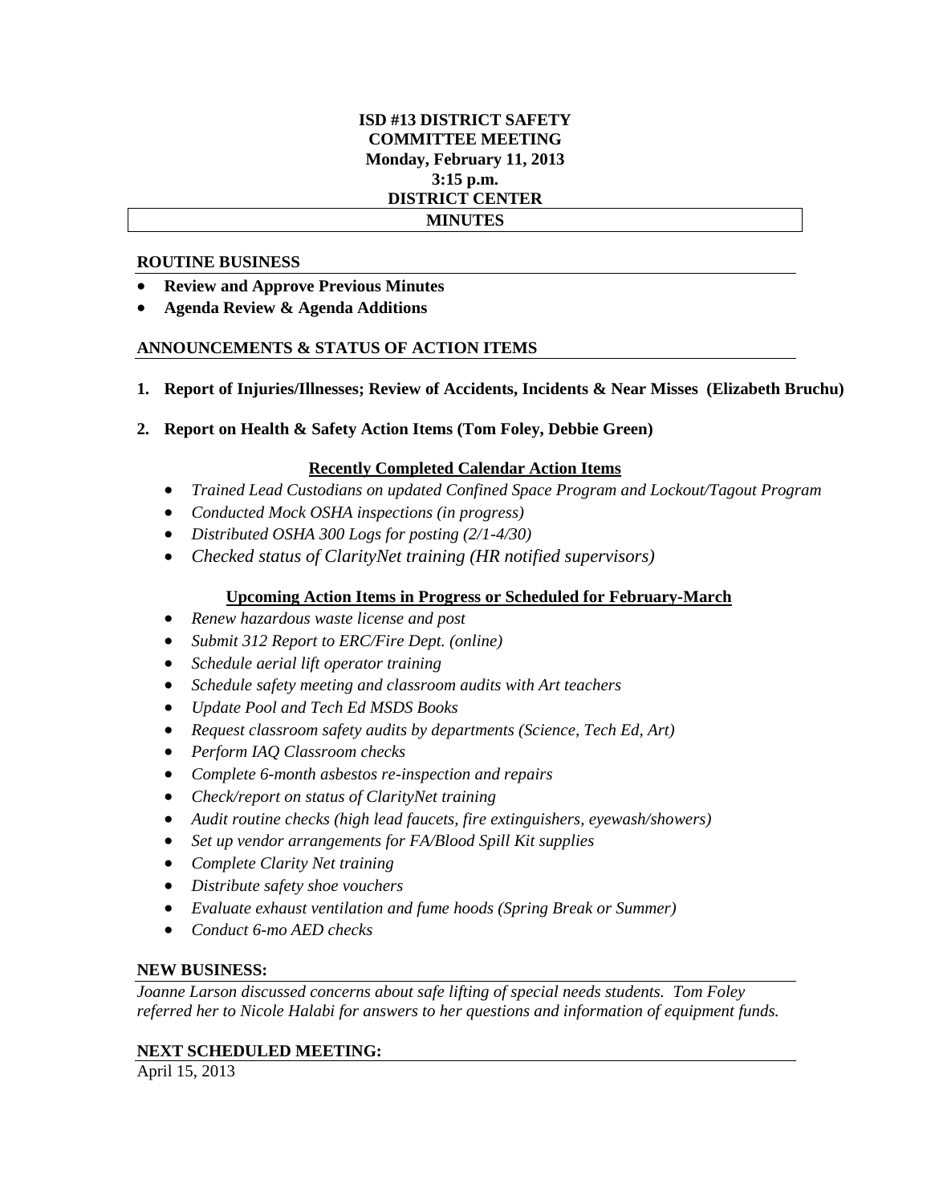**ISD #13 DISTRICT SAFETY COMMITTEE MEETING**
**Monday, February 11, 2013**
**3:15 p.m.**
**DISTRICT CENTER**

**MINUTES**

## ROUTINE BUSINESS

- **Review and Approve Previous Minutes**
- **Agenda Review & Agenda Additions**

## ANNOUNCEMENTS & STATUS OF ACTION ITEMS

1. **Report of Injuries/Illnesses; Review of Accidents, Incidents & Near Misses (Elizabeth Bruchu)**

2. **Report on Health & Safety Action Items (Tom Foley, Debbie Green)**

### Recently Completed Calendar Action Items

- *Trained Lead Custodians on updated Confined Space Program and Lockout/Tagout Program*
- *Conducted Mock OSHA inspections (in progress)*
- *Distributed OSHA 300 Logs for posting (2/1-4/30)*
- *Checked status of ClarityNet training (HR notified supervisors)*

### Upcoming Action Items in Progress or Scheduled for February-March

- *Renew hazardous waste license and post*
- *Submit 312 Report to ERC/Fire Dept. (online)*
- *Schedule aerial lift operator training*
- *Schedule safety meeting and classroom audits with Art teachers*
- *Update Pool and Tech Ed MSDS Books*
- *Request classroom safety audits by departments (Science, Tech Ed, Art)*
- *Perform IAQ Classroom checks*
- *Complete 6-month asbestos re-inspection and repairs*
- *Check/report on status of ClarityNet training*
- *Audit routine checks (high lead faucets, fire extinguishers, eyewash/showers)*
- *Set up vendor arrangements for FA/Blood Spill Kit supplies*
- *Complete Clarity Net training*
- *Distribute safety shoe vouchers*
- *Evaluate exhaust ventilation and fume hoods (Spring Break or Summer)*
- *Conduct 6-mo AED checks*

## NEW BUSINESS:

*Joanne Larson discussed concerns about safe lifting of special needs students. Tom Foley referred her to Nicole Halabi for answers to her questions and information of equipment funds.*

## NEXT SCHEDULED MEETING:

April 15, 2013